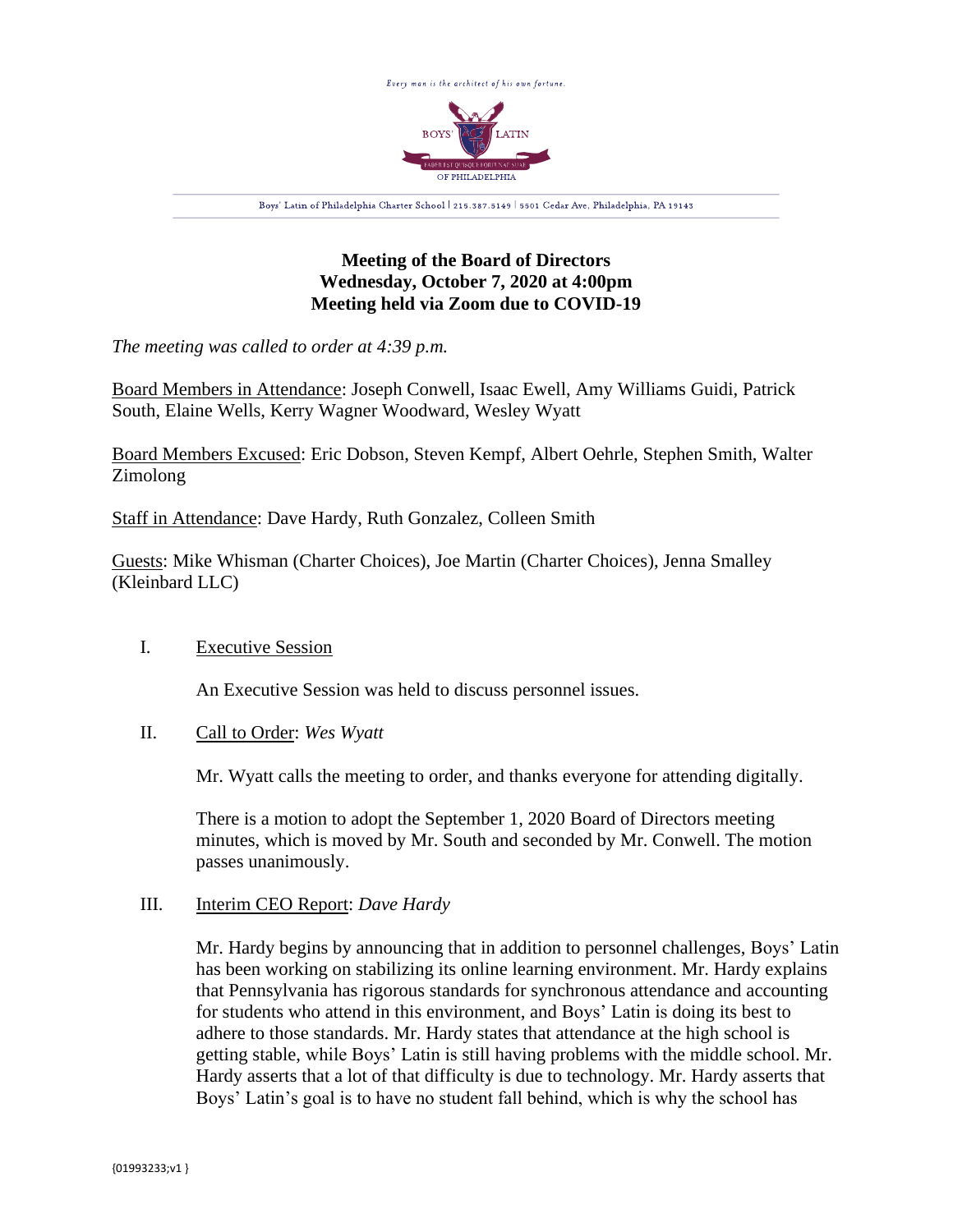Every man is the architect of his own fortune.

BOYS' LATIN OF PHILADELPHIA

Boys' Latin of Philadelphia Charter School | 215.387.5149 | 5501 Cedar Ave, Philadelphia, PA 19143

**Meeting of the Board of Directors**
**Wednesday, October 7, 2020 at 4:00pm**
**Meeting held via Zoom due to COVID-19**

*The meeting was called to order at 4:39 p.m.*

Board Members in Attendance: Joseph Conwell, Isaac Ewell, Amy Williams Guidi, Patrick South, Elaine Wells, Kerry Wagner Woodward, Wesley Wyatt

Board Members Excused: Eric Dobson, Steven Kempf, Albert Oehrle, Stephen Smith, Walter Zimolong

Staff in Attendance: Dave Hardy, Ruth Gonzalez, Colleen Smith

Guests: Mike Whisman (Charter Choices), Joe Martin (Charter Choices), Jenna Smalley (Kleinbard LLC)

I. Executive Session

An Executive Session was held to discuss personnel issues.

II. Call to Order: *Wes Wyatt*

Mr. Wyatt calls the meeting to order, and thanks everyone for attending digitally.

There is a motion to adopt the September 1, 2020 Board of Directors meeting minutes, which is moved by Mr. South and seconded by Mr. Conwell. The motion passes unanimously.

III. Interim CEO Report: *Dave Hardy*

Mr. Hardy begins by announcing that in addition to personnel challenges, Boys' Latin has been working on stabilizing its online learning environment. Mr. Hardy explains that Pennsylvania has rigorous standards for synchronous attendance and accounting for students who attend in this environment, and Boys' Latin is doing its best to adhere to those standards. Mr. Hardy states that attendance at the high school is getting stable, while Boys' Latin is still having problems with the middle school. Mr. Hardy asserts that a lot of that difficulty is due to technology. Mr. Hardy asserts that Boys' Latin's goal is to have no student fall behind, which is why the school has

{01993233;v1 }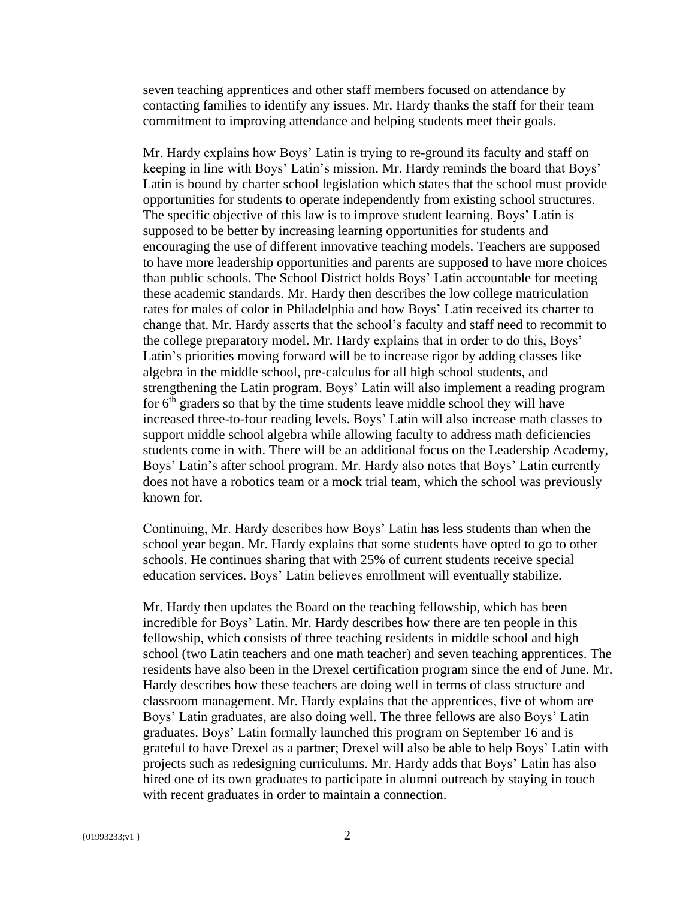seven teaching apprentices and other staff members focused on attendance by contacting families to identify any issues. Mr. Hardy thanks the staff for their team commitment to improving attendance and helping students meet their goals.

Mr. Hardy explains how Boys' Latin is trying to re-ground its faculty and staff on keeping in line with Boys' Latin's mission. Mr. Hardy reminds the board that Boys' Latin is bound by charter school legislation which states that the school must provide opportunities for students to operate independently from existing school structures. The specific objective of this law is to improve student learning. Boys' Latin is supposed to be better by increasing learning opportunities for students and encouraging the use of different innovative teaching models. Teachers are supposed to have more leadership opportunities and parents are supposed to have more choices than public schools. The School District holds Boys' Latin accountable for meeting these academic standards. Mr. Hardy then describes the low college matriculation rates for males of color in Philadelphia and how Boys' Latin received its charter to change that. Mr. Hardy asserts that the school's faculty and staff need to recommit to the college preparatory model. Mr. Hardy explains that in order to do this, Boys' Latin's priorities moving forward will be to increase rigor by adding classes like algebra in the middle school, pre-calculus for all high school students, and strengthening the Latin program. Boys' Latin will also implement a reading program for 6th graders so that by the time students leave middle school they will have increased three-to-four reading levels. Boys' Latin will also increase math classes to support middle school algebra while allowing faculty to address math deficiencies students come in with. There will be an additional focus on the Leadership Academy, Boys' Latin's after school program. Mr. Hardy also notes that Boys' Latin currently does not have a robotics team or a mock trial team, which the school was previously known for.

Continuing, Mr. Hardy describes how Boys' Latin has less students than when the school year began. Mr. Hardy explains that some students have opted to go to other schools. He continues sharing that with 25% of current students receive special education services. Boys' Latin believes enrollment will eventually stabilize.

Mr. Hardy then updates the Board on the teaching fellowship, which has been incredible for Boys' Latin. Mr. Hardy describes how there are ten people in this fellowship, which consists of three teaching residents in middle school and high school (two Latin teachers and one math teacher) and seven teaching apprentices. The residents have also been in the Drexel certification program since the end of June. Mr. Hardy describes how these teachers are doing well in terms of class structure and classroom management. Mr. Hardy explains that the apprentices, five of whom are Boys' Latin graduates, are also doing well. The three fellows are also Boys' Latin graduates. Boys' Latin formally launched this program on September 16 and is grateful to have Drexel as a partner; Drexel will also be able to help Boys' Latin with projects such as redesigning curriculums. Mr. Hardy adds that Boys' Latin has also hired one of its own graduates to participate in alumni outreach by staying in touch with recent graduates in order to maintain a connection.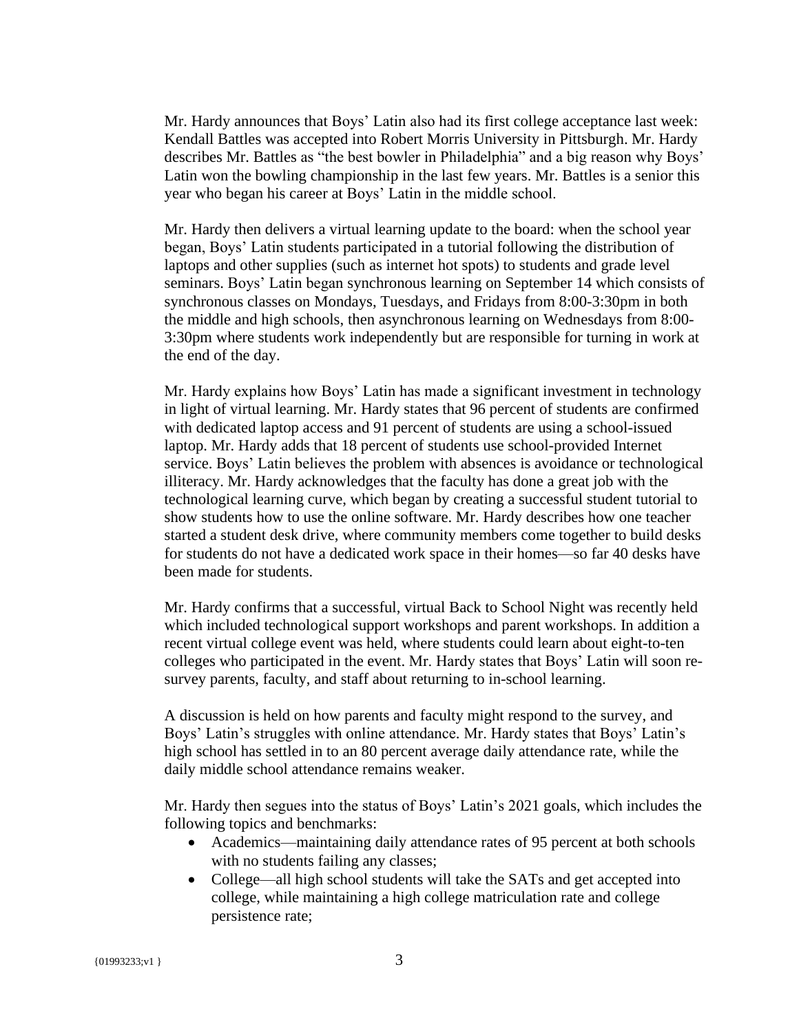Mr. Hardy announces that Boys' Latin also had its first college acceptance last week: Kendall Battles was accepted into Robert Morris University in Pittsburgh. Mr. Hardy describes Mr. Battles as "the best bowler in Philadelphia" and a big reason why Boys' Latin won the bowling championship in the last few years. Mr. Battles is a senior this year who began his career at Boys' Latin in the middle school.

Mr. Hardy then delivers a virtual learning update to the board: when the school year began, Boys' Latin students participated in a tutorial following the distribution of laptops and other supplies (such as internet hot spots) to students and grade level seminars. Boys' Latin began synchronous learning on September 14 which consists of synchronous classes on Mondays, Tuesdays, and Fridays from 8:00-3:30pm in both the middle and high schools, then asynchronous learning on Wednesdays from 8:00-3:30pm where students work independently but are responsible for turning in work at the end of the day.

Mr. Hardy explains how Boys' Latin has made a significant investment in technology in light of virtual learning. Mr. Hardy states that 96 percent of students are confirmed with dedicated laptop access and 91 percent of students are using a school-issued laptop. Mr. Hardy adds that 18 percent of students use school-provided Internet service. Boys' Latin believes the problem with absences is avoidance or technological illiteracy. Mr. Hardy acknowledges that the faculty has done a great job with the technological learning curve, which began by creating a successful student tutorial to show students how to use the online software. Mr. Hardy describes how one teacher started a student desk drive, where community members come together to build desks for students do not have a dedicated work space in their homes—so far 40 desks have been made for students.

Mr. Hardy confirms that a successful, virtual Back to School Night was recently held which included technological support workshops and parent workshops. In addition a recent virtual college event was held, where students could learn about eight-to-ten colleges who participated in the event. Mr. Hardy states that Boys' Latin will soon re-survey parents, faculty, and staff about returning to in-school learning.

A discussion is held on how parents and faculty might respond to the survey, and Boys' Latin's struggles with online attendance. Mr. Hardy states that Boys' Latin's high school has settled in to an 80 percent average daily attendance rate, while the daily middle school attendance remains weaker.

Mr. Hardy then segues into the status of Boys' Latin's 2021 goals, which includes the following topics and benchmarks:

- Academics—maintaining daily attendance rates of 95 percent at both schools with no students failing any classes;
- College—all high school students will take the SATs and get accepted into college, while maintaining a high college matriculation rate and college persistence rate;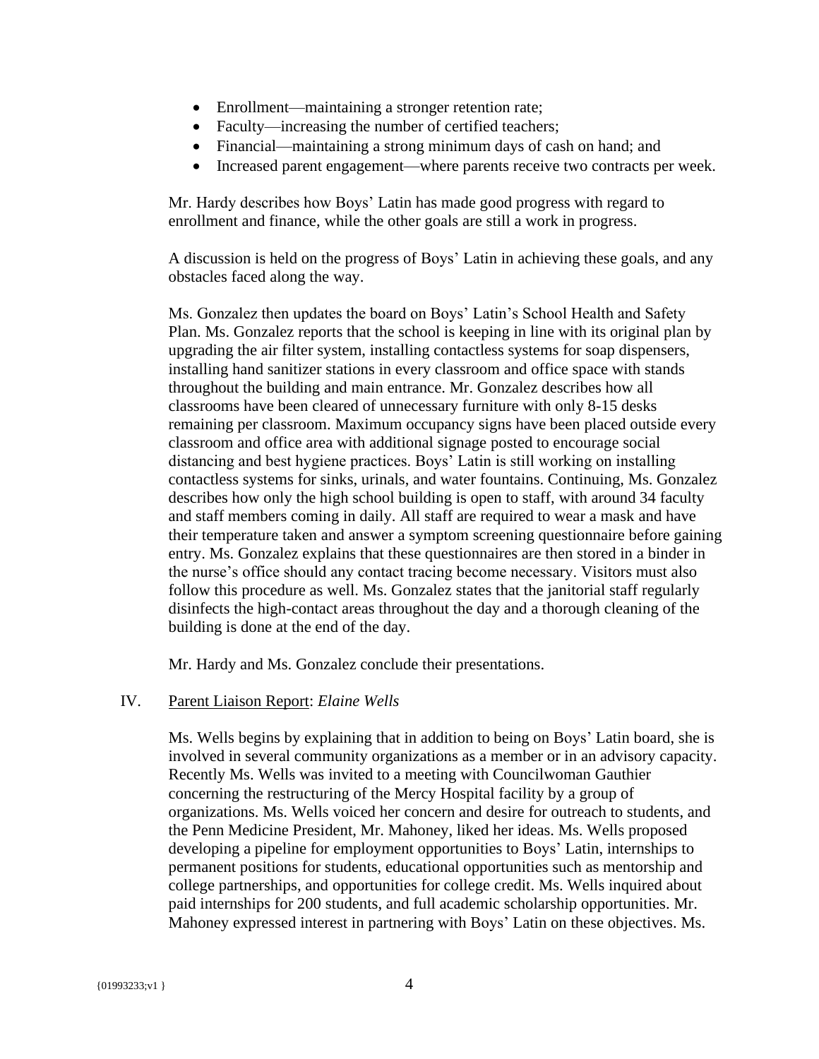- Enrollment—maintaining a stronger retention rate;
- Faculty—increasing the number of certified teachers;
- Financial—maintaining a strong minimum days of cash on hand; and
- Increased parent engagement—where parents receive two contracts per week.

Mr. Hardy describes how Boys' Latin has made good progress with regard to enrollment and finance, while the other goals are still a work in progress.

A discussion is held on the progress of Boys' Latin in achieving these goals, and any obstacles faced along the way.

Ms. Gonzalez then updates the board on Boys' Latin's School Health and Safety Plan. Ms. Gonzalez reports that the school is keeping in line with its original plan by upgrading the air filter system, installing contactless systems for soap dispensers, installing hand sanitizer stations in every classroom and office space with stands throughout the building and main entrance. Mr. Gonzalez describes how all classrooms have been cleared of unnecessary furniture with only 8-15 desks remaining per classroom. Maximum occupancy signs have been placed outside every classroom and office area with additional signage posted to encourage social distancing and best hygiene practices. Boys' Latin is still working on installing contactless systems for sinks, urinals, and water fountains. Continuing, Ms. Gonzalez describes how only the high school building is open to staff, with around 34 faculty and staff members coming in daily. All staff are required to wear a mask and have their temperature taken and answer a symptom screening questionnaire before gaining entry. Ms. Gonzalez explains that these questionnaires are then stored in a binder in the nurse's office should any contact tracing become necessary. Visitors must also follow this procedure as well. Ms. Gonzalez states that the janitorial staff regularly disinfects the high-contact areas throughout the day and a thorough cleaning of the building is done at the end of the day.

Mr. Hardy and Ms. Gonzalez conclude their presentations.

IV. Parent Liaison Report: *Elaine Wells*

Ms. Wells begins by explaining that in addition to being on Boys' Latin board, she is involved in several community organizations as a member or in an advisory capacity. Recently Ms. Wells was invited to a meeting with Councilwoman Gauthier concerning the restructuring of the Mercy Hospital facility by a group of organizations. Ms. Wells voiced her concern and desire for outreach to students, and the Penn Medicine President, Mr. Mahoney, liked her ideas. Ms. Wells proposed developing a pipeline for employment opportunities to Boys' Latin, internships to permanent positions for students, educational opportunities such as mentorship and college partnerships, and opportunities for college credit. Ms. Wells inquired about paid internships for 200 students, and full academic scholarship opportunities. Mr. Mahoney expressed interest in partnering with Boys' Latin on these objectives. Ms.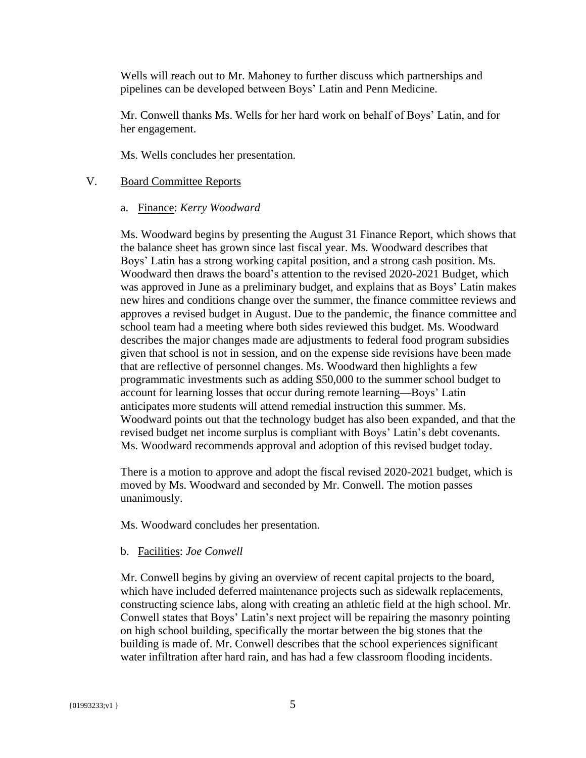Wells will reach out to Mr. Mahoney to further discuss which partnerships and pipelines can be developed between Boys' Latin and Penn Medicine.

Mr. Conwell thanks Ms. Wells for her hard work on behalf of Boys' Latin, and for her engagement.

Ms. Wells concludes her presentation.

V. Board Committee Reports

a. Finance: *Kerry Woodward*

Ms. Woodward begins by presenting the August 31 Finance Report, which shows that the balance sheet has grown since last fiscal year. Ms. Woodward describes that Boys' Latin has a strong working capital position, and a strong cash position. Ms. Woodward then draws the board's attention to the revised 2020-2021 Budget, which was approved in June as a preliminary budget, and explains that as Boys' Latin makes new hires and conditions change over the summer, the finance committee reviews and approves a revised budget in August. Due to the pandemic, the finance committee and school team had a meeting where both sides reviewed this budget. Ms. Woodward describes the major changes made are adjustments to federal food program subsidies given that school is not in session, and on the expense side revisions have been made that are reflective of personnel changes. Ms. Woodward then highlights a few programmatic investments such as adding $50,000 to the summer school budget to account for learning losses that occur during remote learning—Boys' Latin anticipates more students will attend remedial instruction this summer. Ms. Woodward points out that the technology budget has also been expanded, and that the revised budget net income surplus is compliant with Boys' Latin's debt covenants. Ms. Woodward recommends approval and adoption of this revised budget today.

There is a motion to approve and adopt the fiscal revised 2020-2021 budget, which is moved by Ms. Woodward and seconded by Mr. Conwell. The motion passes unanimously.

Ms. Woodward concludes her presentation.

b. Facilities: *Joe Conwell*

Mr. Conwell begins by giving an overview of recent capital projects to the board, which have included deferred maintenance projects such as sidewalk replacements, constructing science labs, along with creating an athletic field at the high school. Mr. Conwell states that Boys' Latin's next project will be repairing the masonry pointing on high school building, specifically the mortar between the big stones that the building is made of. Mr. Conwell describes that the school experiences significant water infiltration after hard rain, and has had a few classroom flooding incidents.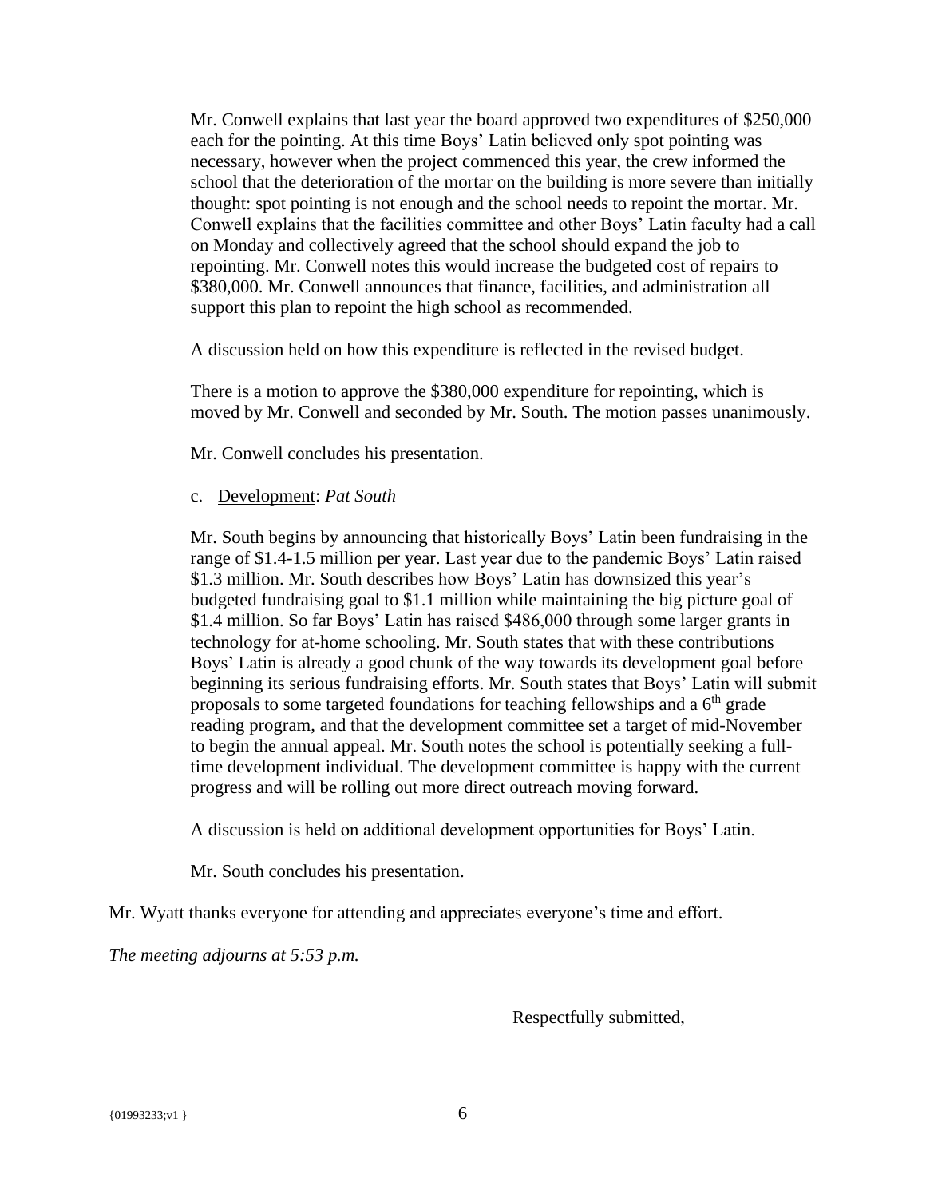Mr. Conwell explains that last year the board approved two expenditures of $250,000 each for the pointing. At this time Boys' Latin believed only spot pointing was necessary, however when the project commenced this year, the crew informed the school that the deterioration of the mortar on the building is more severe than initially thought: spot pointing is not enough and the school needs to repoint the mortar. Mr. Conwell explains that the facilities committee and other Boys' Latin faculty had a call on Monday and collectively agreed that the school should expand the job to repointing. Mr. Conwell notes this would increase the budgeted cost of repairs to $380,000. Mr. Conwell announces that finance, facilities, and administration all support this plan to repoint the high school as recommended.

A discussion held on how this expenditure is reflected in the revised budget.

There is a motion to approve the $380,000 expenditure for repointing, which is moved by Mr. Conwell and seconded by Mr. South. The motion passes unanimously.

Mr. Conwell concludes his presentation.

c. Development: *Pat South*

Mr. South begins by announcing that historically Boys' Latin been fundraising in the range of $1.4-1.5 million per year. Last year due to the pandemic Boys' Latin raised $1.3 million. Mr. South describes how Boys' Latin has downsized this year's budgeted fundraising goal to $1.1 million while maintaining the big picture goal of $1.4 million. So far Boys' Latin has raised $486,000 through some larger grants in technology for at-home schooling. Mr. South states that with these contributions Boys' Latin is already a good chunk of the way towards its development goal before beginning its serious fundraising efforts. Mr. South states that Boys' Latin will submit proposals to some targeted foundations for teaching fellowships and a 6th grade reading program, and that the development committee set a target of mid-November to begin the annual appeal. Mr. South notes the school is potentially seeking a full-time development individual. The development committee is happy with the current progress and will be rolling out more direct outreach moving forward.

A discussion is held on additional development opportunities for Boys' Latin.

Mr. South concludes his presentation.

Mr. Wyatt thanks everyone for attending and appreciates everyone's time and effort.

*The meeting adjourns at 5:53 p.m.*

Respectfully submitted,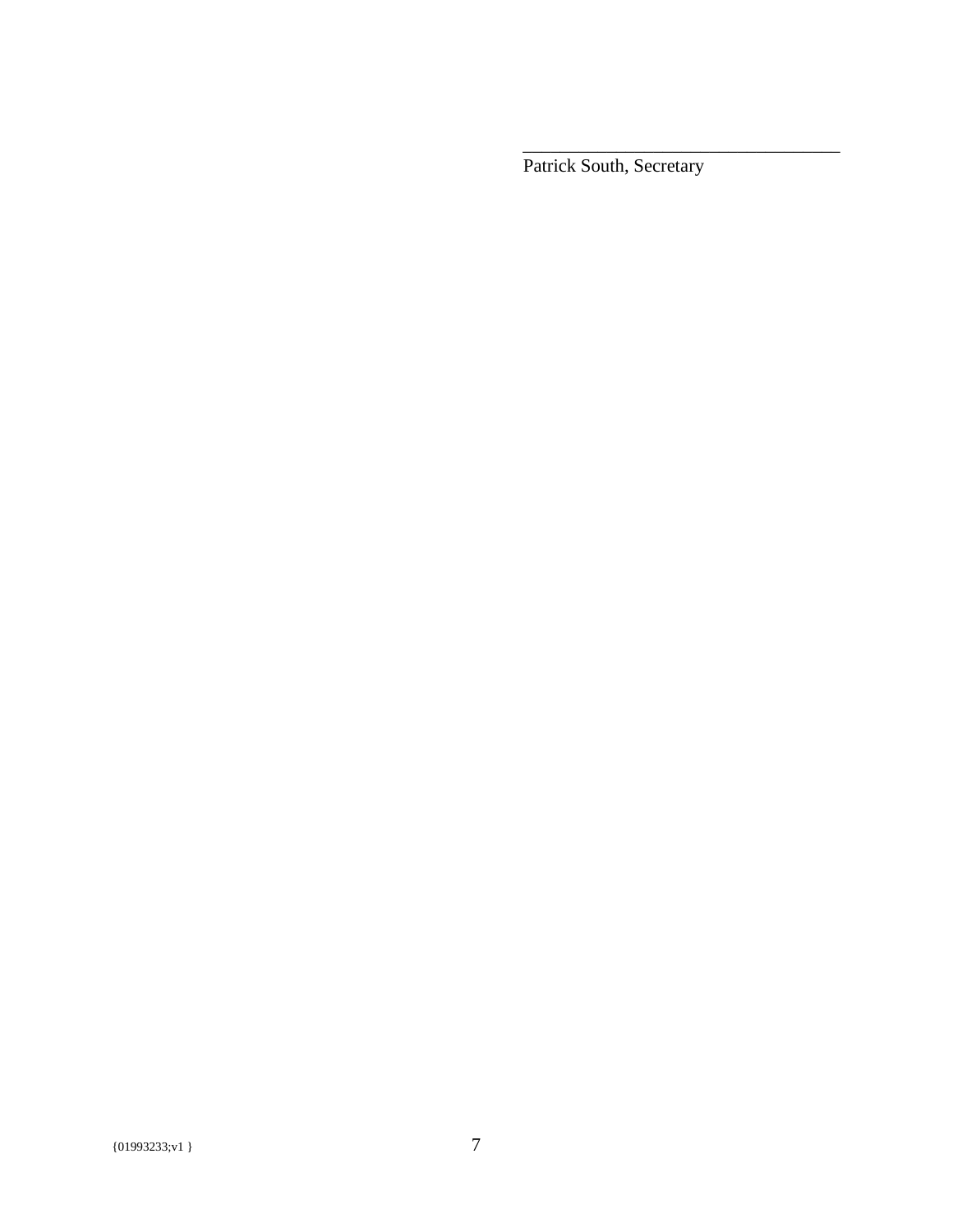\_\_\_\_\_\_\_\_\_\_\_\_\_\_\_\_\_\_\_\_\_\_\_\_\_\_\_\_\_\_\_\_\_\_

Patrick South, Secretary

{01993233;v1 }